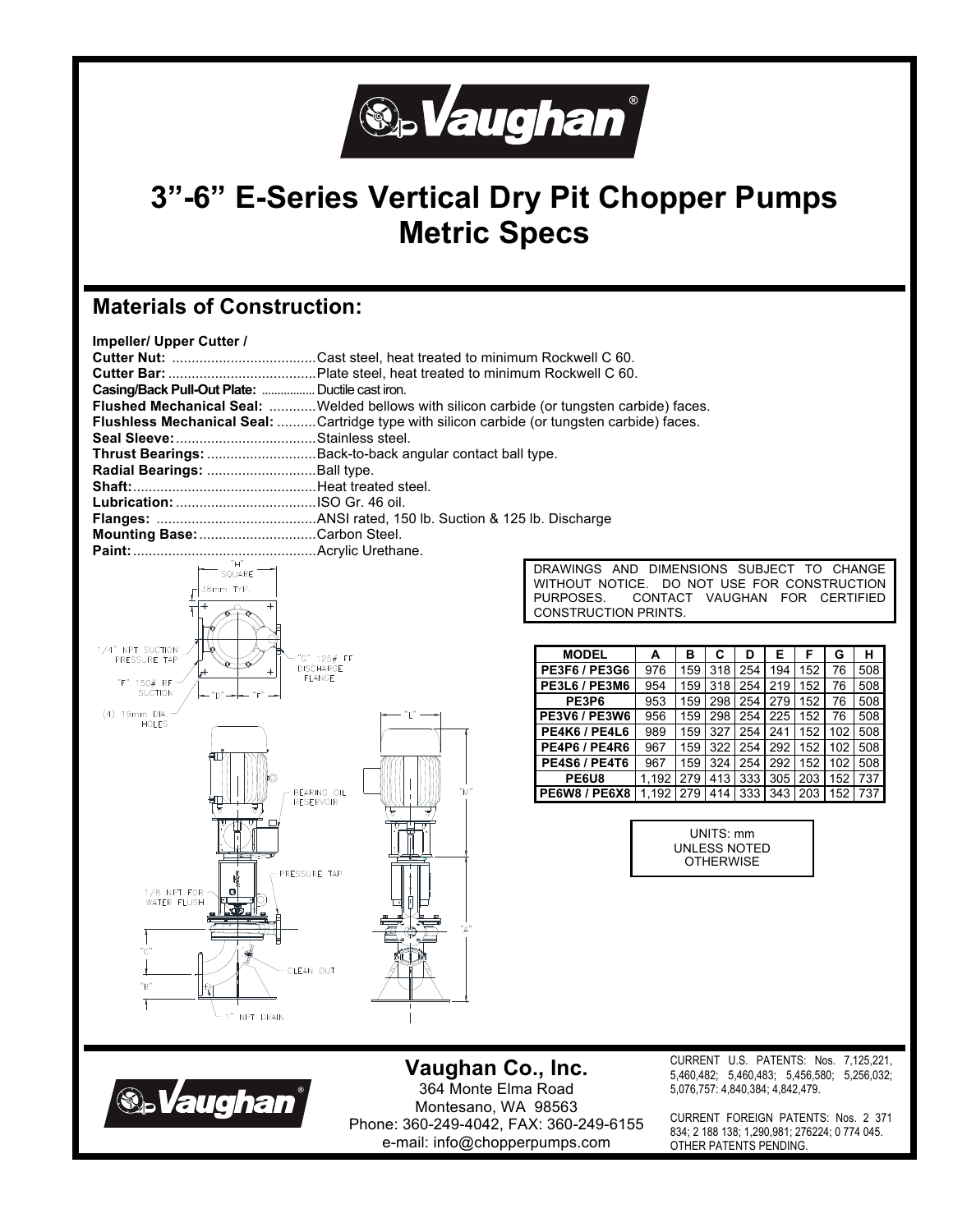# 3"-6" E-Series Vertical Dry Pit Chopper Pumps Metric Specs

## Materials of Construction:

**Impeller/ Upper Cutter / Cutter Nut:** ....................................Cast steel, heat treated to minimum Rockwell C 60.
**Cutter Bar:** ......................................Plate steel, heat treated to minimum Rockwell C 60.
**Casing/Back Pull-Out Plate:** ................ Ductile cast iron.
**Flushed Mechanical Seal:** ............Welded bellows with silicon carbide (or tungsten carbide) faces.
**Flushless Mechanical Seal:** ..........Cartridge type with silicon carbide (or tungsten carbide) faces.
**Seal Sleeve:**....................................Stainless steel.
**Thrust Bearings:** ............................Back-to-back angular contact ball type.
**Radial Bearings:** ............................Ball type.
**Shaft:**...............................................Heat treated steel.
**Lubrication:** ....................................ISO Gr. 46 oil.
**Flanges:** .........................................ANSI rated, 150 lb. Suction & 125 lb. Discharge
**Mounting Base:**..............................Carbon Steel.
**Paint:**...............................................Acrylic Urethane.

"H" SQUARE
38mm TYP.
1/4" NPT SUCTION PRESSURE TAP
"F" 150# RF SUCTION
"G" 125# FF DISCHARGE FLANGE
"D" "F"
(4) 19mm DIA. HOLES
BEARING OIL RESERVOIR
PRESSURE TAP
1/8 NPT FOR WATER FLUSH
"C"
"B"
CLEAN OUT
1" NPT DRAIN
"L"
"M"
"A"

DRAWINGS AND DIMENSIONS SUBJECT TO CHANGE WITHOUT NOTICE. DO NOT USE FOR CONSTRUCTION PURPOSES. CONTACT VAUGHAN FOR CERTIFIED CONSTRUCTION PRINTS.

| MODEL | A | B | C | D | E | F | G | H |
|---|---|---|---|---|---|---|---|---|
| PE3F6 / PE3G6 | 976 | 159 | 318 | 254 | 194 | 152 | 76 | 508 |
| PE3L6 / PE3M6 | 954 | 159 | 318 | 254 | 219 | 152 | 76 | 508 |
| PE3P6 | 953 | 159 | 298 | 254 | 279 | 152 | 76 | 508 |
| PE3V6 / PE3W6 | 956 | 159 | 298 | 254 | 225 | 152 | 76 | 508 |
| PE4K6 / PE4L6 | 989 | 159 | 327 | 254 | 241 | 152 | 102 | 508 |
| PE4P6 / PE4R6 | 967 | 159 | 322 | 254 | 292 | 152 | 102 | 508 |
| PE4S6 / PE4T6 | 967 | 159 | 324 | 254 | 292 | 152 | 102 | 508 |
| PE6U8 | 1,192 | 279 | 413 | 333 | 305 | 203 | 152 | 737 |
| PE6W8 / PE6X8 | 1,192 | 279 | 414 | 333 | 343 | 203 | 152 | 737 |

UNITS: mm UNLESS NOTED OTHERWISE

**Vaughan Co., Inc.**
364 Monte Elma Road
Montesano, WA 98563
Phone: 360-249-4042, FAX: 360-249-6155
e-mail: info@chopperpumps.com

CURRENT U.S. PATENTS: Nos. 7,125,221, 5,460,482; 5,460,483; 5,456,580; 5,256,032; 5,076,757: 4,840,384; 4,842,479.

CURRENT FOREIGN PATENTS: Nos. 2 371 834; 2 188 138; 1,290,981; 276224; 0 774 045. OTHER PATENTS PENDING.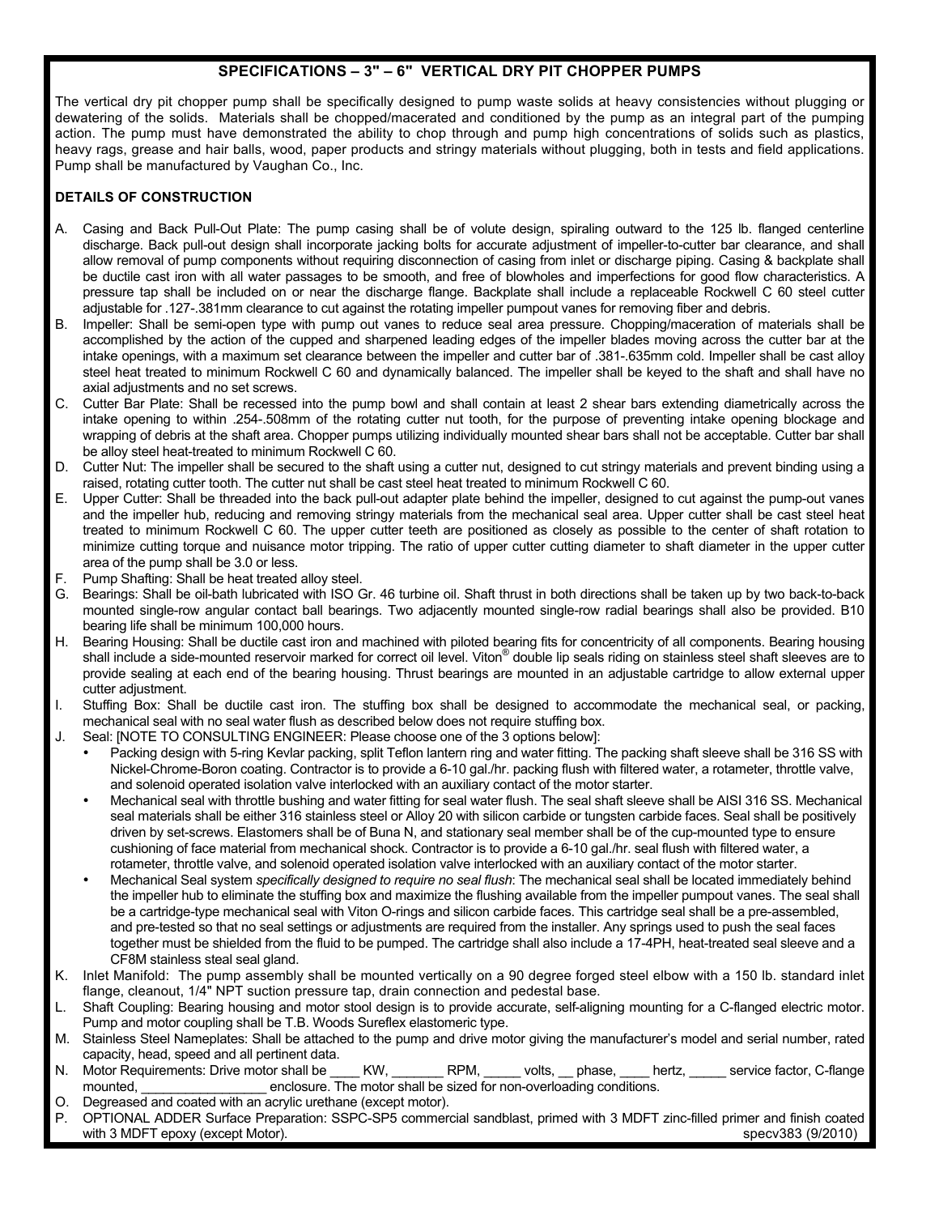## SPECIFICATIONS – 3" – 6" VERTICAL DRY PIT CHOPPER PUMPS

The vertical dry pit chopper pump shall be specifically designed to pump waste solids at heavy consistencies without plugging or dewatering of the solids. Materials shall be chopped/macerated and conditioned by the pump as an integral part of the pumping action. The pump must have demonstrated the ability to chop through and pump high concentrations of solids such as plastics, heavy rags, grease and hair balls, wood, paper products and stringy materials without plugging, both in tests and field applications. Pump shall be manufactured by Vaughan Co., Inc.

### DETAILS OF CONSTRUCTION

A. Casing and Back Pull-Out Plate: The pump casing shall be of volute design, spiraling outward to the 125 lb. flanged centerline discharge. Back pull-out design shall incorporate jacking bolts for accurate adjustment of impeller-to-cutter bar clearance, and shall allow removal of pump components without requiring disconnection of casing from inlet or discharge piping. Casing & backplate shall be ductile cast iron with all water passages to be smooth, and free of blowholes and imperfections for good flow characteristics. A pressure tap shall be included on or near the discharge flange. Backplate shall include a replaceable Rockwell C 60 steel cutter adjustable for .127-.381mm clearance to cut against the rotating impeller pumpout vanes for removing fiber and debris.

B. Impeller: Shall be semi-open type with pump out vanes to reduce seal area pressure. Chopping/maceration of materials shall be accomplished by the action of the cupped and sharpened leading edges of the impeller blades moving across the cutter bar at the intake openings, with a maximum set clearance between the impeller and cutter bar of .381-.635mm cold. Impeller shall be cast alloy steel heat treated to minimum Rockwell C 60 and dynamically balanced. The impeller shall be keyed to the shaft and shall have no axial adjustments and no set screws.

C. Cutter Bar Plate: Shall be recessed into the pump bowl and shall contain at least 2 shear bars extending diametrically across the intake opening to within .254-.508mm of the rotating cutter nut tooth, for the purpose of preventing intake opening blockage and wrapping of debris at the shaft area. Chopper pumps utilizing individually mounted shear bars shall not be acceptable. Cutter bar shall be alloy steel heat-treated to minimum Rockwell C 60.

D. Cutter Nut: The impeller shall be secured to the shaft using a cutter nut, designed to cut stringy materials and prevent binding using a raised, rotating cutter tooth. The cutter nut shall be cast steel heat treated to minimum Rockwell C 60.

E. Upper Cutter: Shall be threaded into the back pull-out adapter plate behind the impeller, designed to cut against the pump-out vanes and the impeller hub, reducing and removing stringy materials from the mechanical seal area. Upper cutter shall be cast steel heat treated to minimum Rockwell C 60. The upper cutter teeth are positioned as closely as possible to the center of shaft rotation to minimize cutting torque and nuisance motor tripping. The ratio of upper cutter cutting diameter to shaft diameter in the upper cutter area of the pump shall be 3.0 or less.

F. Pump Shafting: Shall be heat treated alloy steel.

G. Bearings: Shall be oil-bath lubricated with ISO Gr. 46 turbine oil. Shaft thrust in both directions shall be taken up by two back-to-back mounted single-row angular contact ball bearings. Two adjacently mounted single-row radial bearings shall also be provided. B10 bearing life shall be minimum 100,000 hours.

H. Bearing Housing: Shall be ductile cast iron and machined with piloted bearing fits for concentricity of all components. Bearing housing shall include a side-mounted reservoir marked for correct oil level. Viton® double lip seals riding on stainless steel shaft sleeves are to provide sealing at each end of the bearing housing. Thrust bearings are mounted in an adjustable cartridge to allow external upper cutter adjustment.

I. Stuffing Box: Shall be ductile cast iron. The stuffing box shall be designed to accommodate the mechanical seal, or packing, mechanical seal with no seal water flush as described below does not require stuffing box.

J. Seal: [NOTE TO CONSULTING ENGINEER: Please choose one of the 3 options below]:
   - Packing design with 5-ring Kevlar packing, split Teflon lantern ring and water fitting. The packing shaft sleeve shall be 316 SS with Nickel-Chrome-Boron coating. Contractor is to provide a 6-10 gal./hr. packing flush with filtered water, a rotameter, throttle valve, and solenoid operated isolation valve interlocked with an auxiliary contact of the motor starter.
   - Mechanical seal with throttle bushing and water fitting for seal water flush. The seal shaft sleeve shall be AISI 316 SS. Mechanical seal materials shall be either 316 stainless steel or Alloy 20 with silicon carbide or tungsten carbide faces. Seal shall be positively driven by set-screws. Elastomers shall be of Buna N, and stationary seal member shall be of the cup-mounted type to ensure cushioning of face material from mechanical shock. Contractor is to provide a 6-10 gal./hr. seal flush with filtered water, a rotameter, throttle valve, and solenoid operated isolation valve interlocked with an auxiliary contact of the motor starter.
   - Mechanical Seal system *specifically designed to require no seal flush*: The mechanical seal shall be located immediately behind the impeller hub to eliminate the stuffing box and maximize the flushing available from the impeller pumpout vanes. The seal shall be a cartridge-type mechanical seal with Viton O-rings and silicon carbide faces. This cartridge seal shall be a pre-assembled, and pre-tested so that no seal settings or adjustments are required from the installer. Any springs used to push the seal faces together must be shielded from the fluid to be pumped. The cartridge shall also include a 17-4PH, heat-treated seal sleeve and a CF8M stainless steal seal gland.

K. Inlet Manifold: The pump assembly shall be mounted vertically on a 90 degree forged steel elbow with a 150 lb. standard inlet flange, cleanout, 1/4" NPT suction pressure tap, drain connection and pedestal base.

L. Shaft Coupling: Bearing housing and motor stool design is to provide accurate, self-aligning mounting for a C-flanged electric motor. Pump and motor coupling shall be T.B. Woods Sureflex elastomeric type.

M. Stainless Steel Nameplates: Shall be attached to the pump and drive motor giving the manufacturer's model and serial number, rated capacity, head, speed and all pertinent data.

N. Motor Requirements: Drive motor shall be ____ KW, _______ RPM, _____ volts, __ phase, ____ hertz, _____ service factor, C-flange mounted, _________________ enclosure. The motor shall be sized for non-overloading conditions.

O. Degreased and coated with an acrylic urethane (except motor).

P. OPTIONAL ADDER Surface Preparation: SSPC-SP5 commercial sandblast, primed with 3 MDFT zinc-filled primer and finish coated with 3 MDFT epoxy (except Motor).

specv383 (9/2010)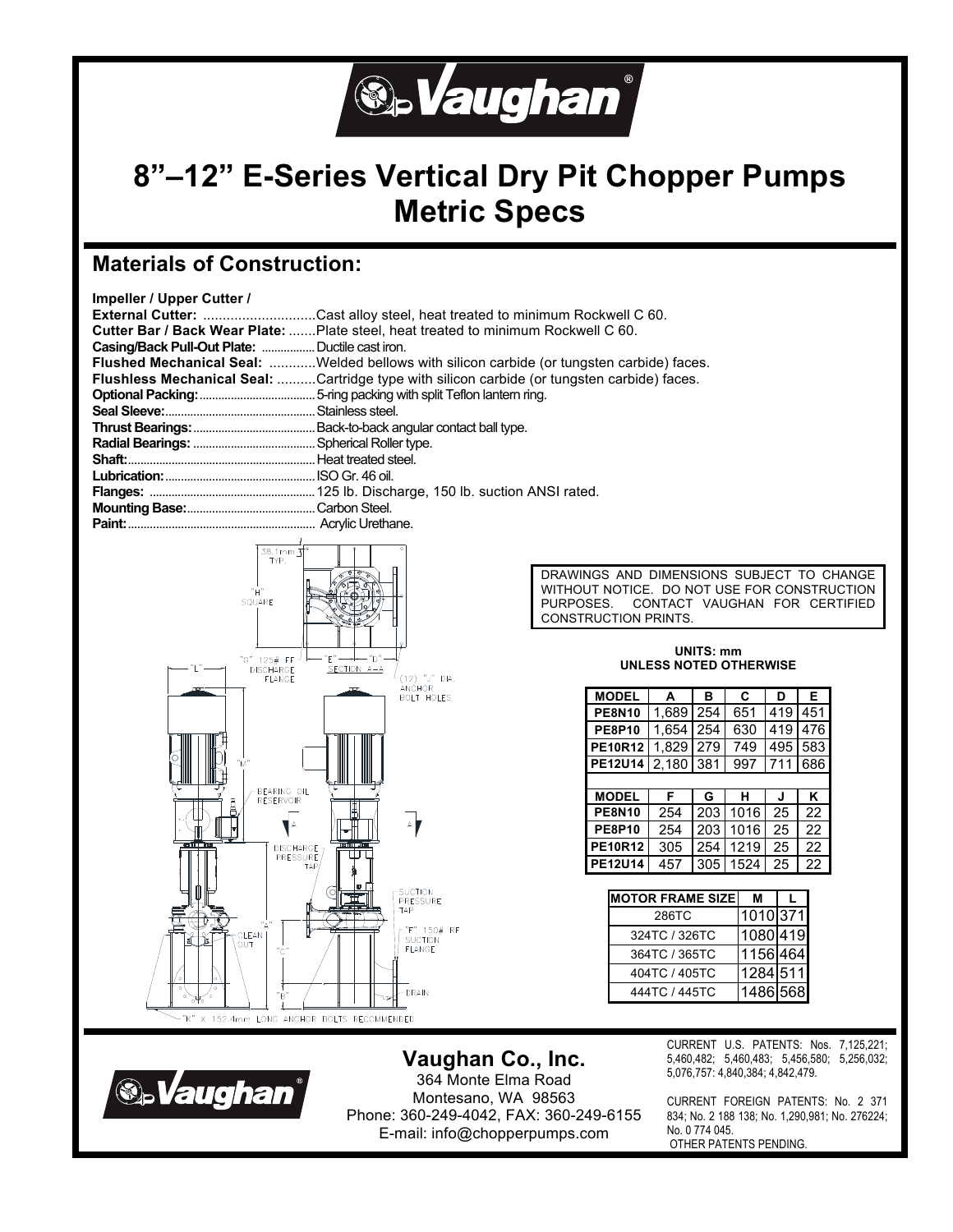# 8"–12" E-Series Vertical Dry Pit Chopper Pumps Metric Specs

## Materials of Construction:

**Impeller / Upper Cutter / External Cutter:** ............................Cast alloy steel, heat treated to minimum Rockwell C 60.
**Cutter Bar / Back Wear Plate:** .......Plate steel, heat treated to minimum Rockwell C 60.
**Casing/Back Pull-Out Plate:** ................Ductile cast iron.
**Flushed Mechanical Seal:** ............Welded bellows with silicon carbide (or tungsten carbide) faces.
**Flushless Mechanical Seal:** ..........Cartridge type with silicon carbide (or tungsten carbide) faces.
**Optional Packing:**.....................................5-ring packing with split Teflon lantern ring.
**Seal Sleeve:**...............................................Stainless steel.
**Thrust Bearings:**.......................................Back-to-back angular contact ball type.
**Radial Bearings:** .......................................Spherical Roller type.
**Shaft:**...........................................................Heat treated steel.
**Lubrication:**................................................ISO Gr. 46 oil.
**Flanges:** ....................................................125 lb. Discharge, 150 lb. suction ANSI rated.
**Mounting Base:**.........................................Carbon Steel.
**Paint:**........................................................... Acrylic Urethane.

38.1mm TYP.
"H" SQUARE
"L"
"G" 125# FF DISCHARGE FLANGE
"E" "D"
SECTION A-A
(12) "J" DIA. ANCHOR BOLT HOLES
"M"
BEARING OIL RESERVOIR
DISCHARGE PRESSURE TAP
SUCTION PRESSURE TAP
"A"
CLEAN OUT
"C"
"F" 150# RF SUCTION FLANGE
DRAIN
"B"
"K" X 152.4mm LONG ANCHOR BOLTS RECOMMENDED

DRAWINGS AND DIMENSIONS SUBJECT TO CHANGE WITHOUT NOTICE. DO NOT USE FOR CONSTRUCTION PURPOSES. CONTACT VAUGHAN FOR CERTIFIED CONSTRUCTION PRINTS.

**UNITS: mm**
**UNLESS NOTED OTHERWISE**

| MODEL | A | B | C | D | E |
|---|---|---|---|---|---|
| PE8N10 | 1,689 | 254 | 651 | 419 | 451 |
| PE8P10 | 1,654 | 254 | 630 | 419 | 476 |
| PE10R12 | 1,829 | 279 | 749 | 495 | 583 |
| PE12U14 | 2,180 | 381 | 997 | 711 | 686 |

| MODEL | F | G | H | J | K |
|---|---|---|---|---|---|
| PE8N10 | 254 | 203 | 1016 | 25 | 22 |
| PE8P10 | 254 | 203 | 1016 | 25 | 22 |
| PE10R12 | 305 | 254 | 1219 | 25 | 22 |
| PE12U14 | 457 | 305 | 1524 | 25 | 22 |

| MOTOR FRAME SIZE | M | L |
|---|---|---|
| 286TC | 1010 | 371 |
| 324TC / 326TC | 1080 | 419 |
| 364TC / 365TC | 1156 | 464 |
| 404TC / 405TC | 1284 | 511 |
| 444TC / 445TC | 1486 | 568 |

**Vaughan Co., Inc.**
364 Monte Elma Road
Montesano, WA 98563
Phone: 360-249-4042, FAX: 360-249-6155
E-mail: info@chopperpumps.com

CURRENT U.S. PATENTS: Nos. 7,125,221; 5,460,482; 5,460,483; 5,456,580; 5,256,032; 5,076,757: 4,840,384; 4,842,479.

CURRENT FOREIGN PATENTS: No. 2 371 834; No. 2 188 138; No. 1,290,981; No. 276224; No. 0 774 045.
OTHER PATENTS PENDING.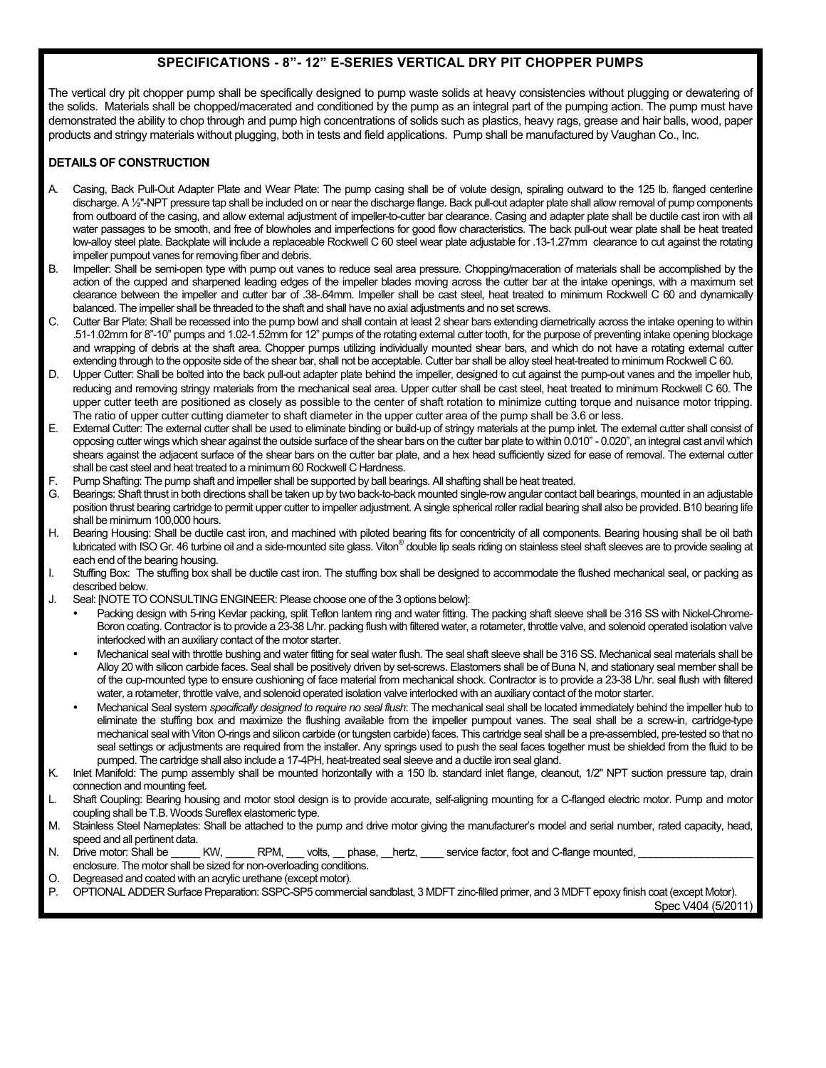## SPECIFICATIONS - 8"- 12" E-SERIES VERTICAL DRY PIT CHOPPER PUMPS

The vertical dry pit chopper pump shall be specifically designed to pump waste solids at heavy consistencies without plugging or dewatering of the solids. Materials shall be chopped/macerated and conditioned by the pump as an integral part of the pumping action. The pump must have demonstrated the ability to chop through and pump high concentrations of solids such as plastics, heavy rags, grease and hair balls, wood, paper products and stringy materials without plugging, both in tests and field applications. Pump shall be manufactured by Vaughan Co., Inc.

### DETAILS OF CONSTRUCTION

A. Casing, Back Pull-Out Adapter Plate and Wear Plate: The pump casing shall be of volute design, spiraling outward to the 125 lb. flanged centerline discharge. A ½"-NPT pressure tap shall be included on or near the discharge flange. Back pull-out adapter plate shall allow removal of pump components from outboard of the casing, and allow external adjustment of impeller-to-cutter bar clearance. Casing and adapter plate shall be ductile cast iron with all water passages to be smooth, and free of blowholes and imperfections for good flow characteristics. The back pull-out wear plate shall be heat treated low-alloy steel plate. Backplate will include a replaceable Rockwell C 60 steel wear plate adjustable for .13-1.27mm clearance to cut against the rotating impeller pumpout vanes for removing fiber and debris.

B. Impeller: Shall be semi-open type with pump out vanes to reduce seal area pressure. Chopping/maceration of materials shall be accomplished by the action of the cupped and sharpened leading edges of the impeller blades moving across the cutter bar at the intake openings, with a maximum set clearance between the impeller and cutter bar of .38-.64mm. Impeller shall be cast steel, heat treated to minimum Rockwell C 60 and dynamically balanced. The impeller shall be threaded to the shaft and shall have no axial adjustments and no set screws.

C. Cutter Bar Plate: Shall be recessed into the pump bowl and shall contain at least 2 shear bars extending diametrically across the intake opening to within .51-1.02mm for 8"-10" pumps and 1.02-1.52mm for 12" pumps of the rotating external cutter tooth, for the purpose of preventing intake opening blockage and wrapping of debris at the shaft area. Chopper pumps utilizing individually mounted shear bars, and which do not have a rotating external cutter extending through to the opposite side of the shear bar, shall not be acceptable. Cutter bar shall be alloy steel heat-treated to minimum Rockwell C 60.

D. Upper Cutter: Shall be bolted into the back pull-out adapter plate behind the impeller, designed to cut against the pump-out vanes and the impeller hub, reducing and removing stringy materials from the mechanical seal area. Upper cutter shall be cast steel, heat treated to minimum Rockwell C 60. The upper cutter teeth are positioned as closely as possible to the center of shaft rotation to minimize cutting torque and nuisance motor tripping. The ratio of upper cutter cutting diameter to shaft diameter in the upper cutter area of the pump shall be 3.6 or less.

E. External Cutter: The external cutter shall be used to eliminate binding or build-up of stringy materials at the pump inlet. The external cutter shall consist of opposing cutter wings which shear against the outside surface of the shear bars on the cutter bar plate to within 0.010" - 0.020", an integral cast anvil which shears against the adjacent surface of the shear bars on the cutter bar plate, and a hex head sufficiently sized for ease of removal. The external cutter shall be cast steel and heat treated to a minimum 60 Rockwell C Hardness.

F. Pump Shafting: The pump shaft and impeller shall be supported by ball bearings. All shafting shall be heat treated.

G. Bearings: Shaft thrust in both directions shall be taken up by two back-to-back mounted single-row angular contact ball bearings, mounted in an adjustable position thrust bearing cartridge to permit upper cutter to impeller adjustment. A single spherical roller radial bearing shall also be provided. B10 bearing life shall be minimum 100,000 hours.

H. Bearing Housing: Shall be ductile cast iron, and machined with piloted bearing fits for concentricity of all components. Bearing housing shall be oil bath lubricated with ISO Gr. 46 turbine oil and a side-mounted site glass. Viton® double lip seals riding on stainless steel shaft sleeves are to provide sealing at each end of the bearing housing.

I. Stuffing Box: The stuffing box shall be ductile cast iron. The stuffing box shall be designed to accommodate the flushed mechanical seal, or packing as described below.

J. Seal: [NOTE TO CONSULTING ENGINEER: Please choose one of the 3 options below]:
   - Packing design with 5-ring Kevlar packing, split Teflon lantern ring and water fitting. The packing shaft sleeve shall be 316 SS with Nickel-Chrome-Boron coating. Contractor is to provide a 23-38 L/hr. packing flush with filtered water, a rotameter, throttle valve, and solenoid operated isolation valve interlocked with an auxiliary contact of the motor starter.
   - Mechanical seal with throttle bushing and water fitting for seal water flush. The seal shaft sleeve shall be 316 SS. Mechanical seal materials shall be Alloy 20 with silicon carbide faces. Seal shall be positively driven by set-screws. Elastomers shall be of Buna N, and stationary seal member shall be of the cup-mounted type to ensure cushioning of face material from mechanical shock. Contractor is to provide a 23-38 L/hr. seal flush with filtered water, a rotameter, throttle valve, and solenoid operated isolation valve interlocked with an auxiliary contact of the motor starter.
   - Mechanical Seal system *specifically designed to require no seal flush*: The mechanical seal shall be located immediately behind the impeller hub to eliminate the stuffing box and maximize the flushing available from the impeller pumpout vanes. The seal shall be a screw-in, cartridge-type mechanical seal with Viton O-rings and silicon carbide (or tungsten carbide) faces. This cartridge seal shall be a pre-assembled, pre-tested so that no seal settings or adjustments are required from the installer. Any springs used to push the seal faces together must be shielded from the fluid to be pumped. The cartridge shall also include a 17-4PH, heat-treated seal sleeve and a ductile iron seal gland.

K. Inlet Manifold: The pump assembly shall be mounted horizontally with a 150 lb. standard inlet flange, cleanout, 1/2" NPT suction pressure tap, drain connection and mounting feet.

L. Shaft Coupling: Bearing housing and motor stool design is to provide accurate, self-aligning mounting for a C-flanged electric motor. Pump and motor coupling shall be T.B. Woods Sureflex elastomeric type.

M. Stainless Steel Nameplates: Shall be attached to the pump and drive motor giving the manufacturer's model and serial number, rated capacity, head, speed and all pertinent data.

N. Drive motor: Shall be _____ KW, _____ RPM, ___ volts, __ phase, __hertz, ____ service factor, foot and C-flange mounted, ___________________ enclosure. The motor shall be sized for non-overloading conditions.

O. Degreased and coated with an acrylic urethane (except motor).

P. OPTIONAL ADDER Surface Preparation: SSPC-SP5 commercial sandblast, 3 MDFT zinc-filled primer, and 3 MDFT epoxy finish coat (except Motor).

Spec V404 (5/2011)